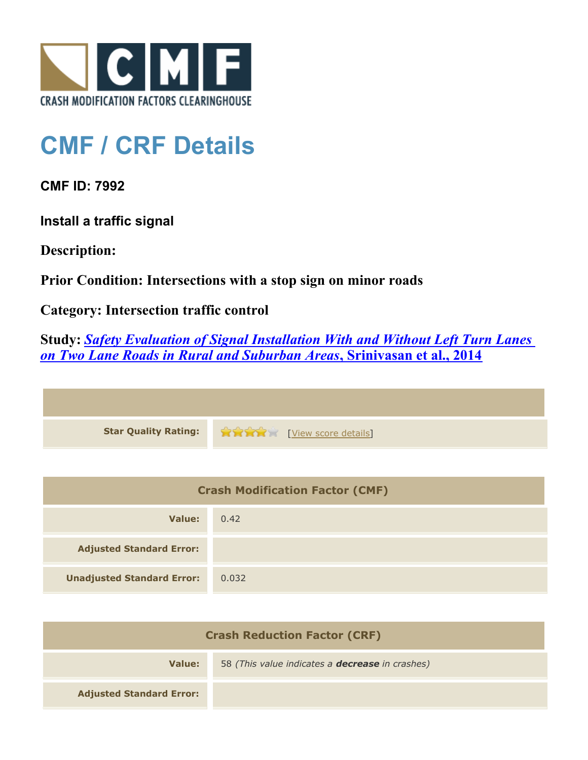CRASH MODIFICATION FACTORS CLEARINGHOUSE

# CMF / CRF Details

**CMF ID: 7992**

**Install a traffic signal**

**Description:**

**Prior Condition: Intersections with a stop sign on minor roads**

**Category: Intersection traffic control**

**Study:** ***Safety Evaluation of Signal Installation With and Without Left Turn Lanes on Two Lane Roads in Rural and Suburban Areas*, Srinivasan et al., 2014**

| | |
|---|---|
| **Star Quality Rating:** | [View score details] |

| Crash Modification Factor (CMF) | |
|---|---|
| **Value:** | 0.42 |
| **Adjusted Standard Error:** | |
| **Unadjusted Standard Error:** | 0.032 |

| Crash Reduction Factor (CRF) | |
|---|---|
| **Value:** | 58 *(This value indicates a **decrease** in crashes)* |
| **Adjusted Standard Error:** | |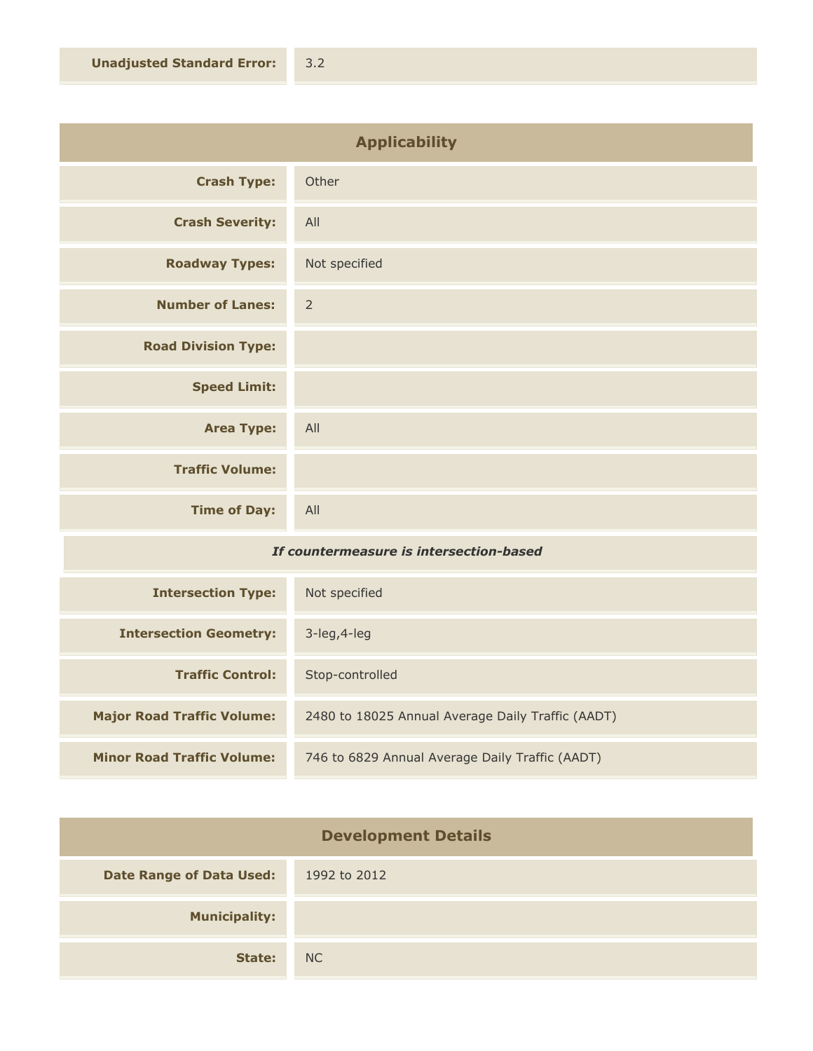| | |
|---|---|
| **Unadjusted Standard Error:** | 3.2 |

## Applicability

| | |
|---|---|
| **Crash Type:** | Other |
| **Crash Severity:** | All |
| **Roadway Types:** | Not specified |
| **Number of Lanes:** | 2 |
| **Road Division Type:** | |
| **Speed Limit:** | |
| **Area Type:** | All |
| **Traffic Volume:** | |
| **Time of Day:** | All |
| ***If countermeasure is intersection-based*** | |
| **Intersection Type:** | Not specified |
| **Intersection Geometry:** | 3-leg,4-leg |
| **Traffic Control:** | Stop-controlled |
| **Major Road Traffic Volume:** | 2480 to 18025 Annual Average Daily Traffic (AADT) |
| **Minor Road Traffic Volume:** | 746 to 6829 Annual Average Daily Traffic (AADT) |

## Development Details

| | |
|---|---|
| **Date Range of Data Used:** | 1992 to 2012 |
| **Municipality:** | |
| **State:** | NC |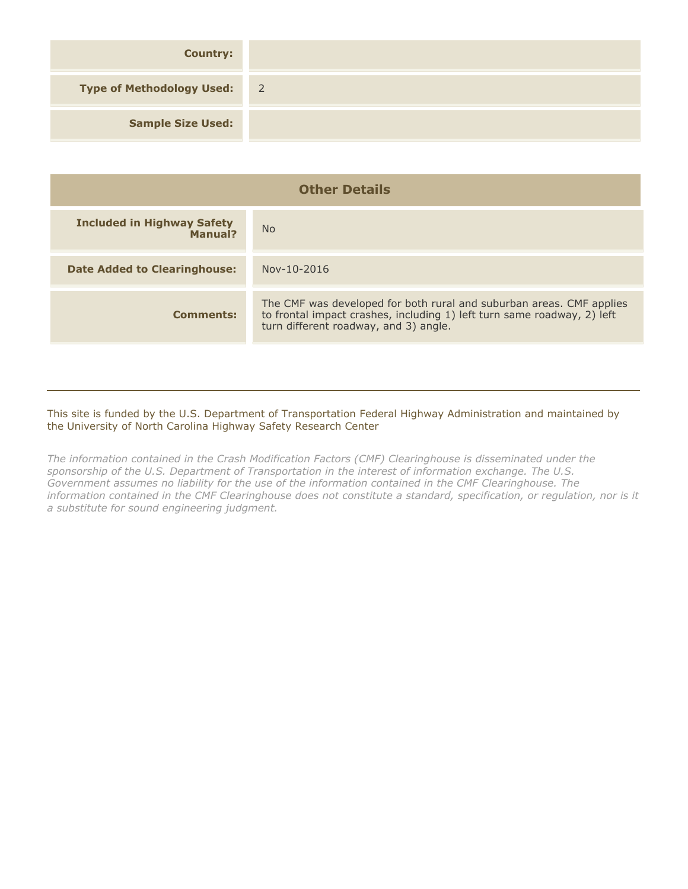| | |
|---|---|
| **Country:** | |
| **Type of Methodology Used:** | 2 |
| **Sample Size Used:** | |

## Other Details

| | |
|---|---|
| **Included in Highway Safety Manual?** | No |
| **Date Added to Clearinghouse:** | Nov-10-2016 |
| **Comments:** | The CMF was developed for both rural and suburban areas. CMF applies to frontal impact crashes, including 1) left turn same roadway, 2) left turn different roadway, and 3) angle. |

---

This site is funded by the U.S. Department of Transportation Federal Highway Administration and maintained by the University of North Carolina Highway Safety Research Center

*The information contained in the Crash Modification Factors (CMF) Clearinghouse is disseminated under the sponsorship of the U.S. Department of Transportation in the interest of information exchange. The U.S. Government assumes no liability for the use of the information contained in the CMF Clearinghouse. The information contained in the CMF Clearinghouse does not constitute a standard, specification, or regulation, nor is it a substitute for sound engineering judgment.*